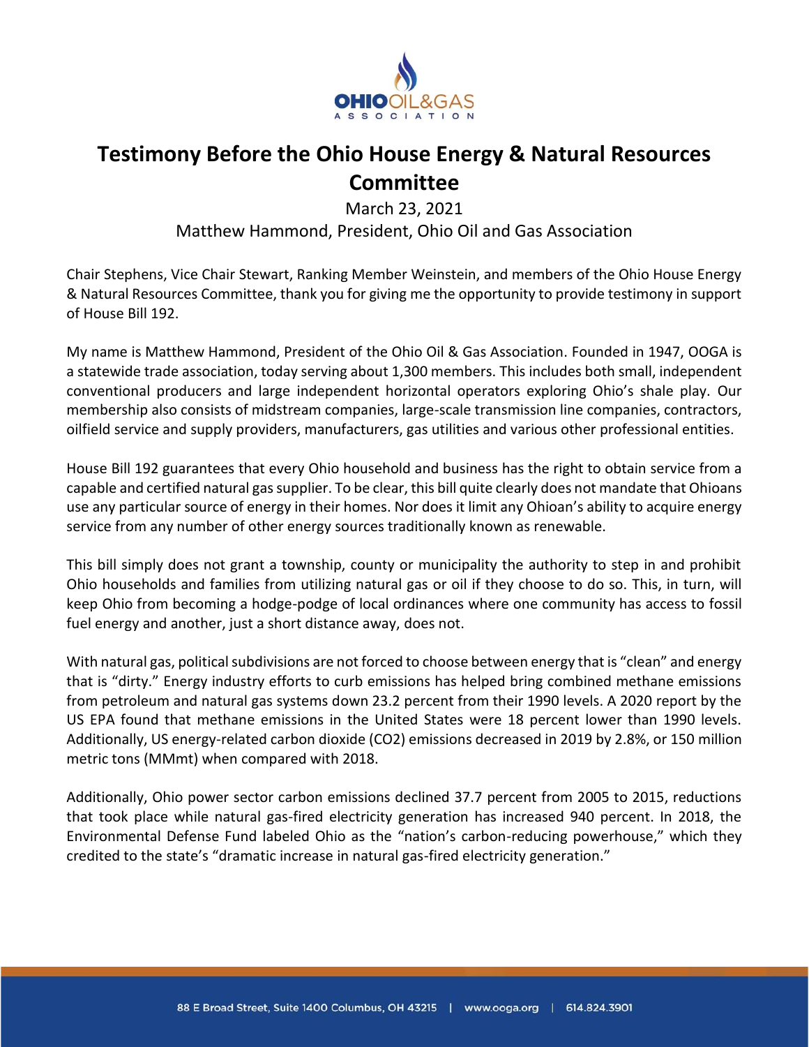# Testimony Before the Ohio House Energy & Natural Resources Committee

March 23, 2021

Matthew Hammond, President, Ohio Oil and Gas Association

Chair Stephens, Vice Chair Stewart, Ranking Member Weinstein, and members of the Ohio House Energy & Natural Resources Committee, thank you for giving me the opportunity to provide testimony in support of House Bill 192.

My name is Matthew Hammond, President of the Ohio Oil & Gas Association. Founded in 1947, OOGA is a statewide trade association, today serving about 1,300 members. This includes both small, independent conventional producers and large independent horizontal operators exploring Ohio's shale play. Our membership also consists of midstream companies, large-scale transmission line companies, contractors, oilfield service and supply providers, manufacturers, gas utilities and various other professional entities.

House Bill 192 guarantees that every Ohio household and business has the right to obtain service from a capable and certified natural gas supplier. To be clear, this bill quite clearly does not mandate that Ohioans use any particular source of energy in their homes. Nor does it limit any Ohioan's ability to acquire energy service from any number of other energy sources traditionally known as renewable.

This bill simply does not grant a township, county or municipality the authority to step in and prohibit Ohio households and families from utilizing natural gas or oil if they choose to do so. This, in turn, will keep Ohio from becoming a hodge-podge of local ordinances where one community has access to fossil fuel energy and another, just a short distance away, does not.

With natural gas, political subdivisions are not forced to choose between energy that is "clean" and energy that is "dirty." Energy industry efforts to curb emissions has helped bring combined methane emissions from petroleum and natural gas systems down 23.2 percent from their 1990 levels. A 2020 report by the US EPA found that methane emissions in the United States were 18 percent lower than 1990 levels. Additionally, US energy-related carbon dioxide ($CO_2$) emissions decreased in 2019 by 2.8%, or 150 million metric tons (MMmt) when compared with 2018.

Additionally, Ohio power sector carbon emissions declined 37.7 percent from 2005 to 2015, reductions that took place while natural gas-fired electricity generation has increased 940 percent. In 2018, the Environmental Defense Fund labeled Ohio as the "nation's carbon-reducing powerhouse," which they credited to the state's "dramatic increase in natural gas-fired electricity generation."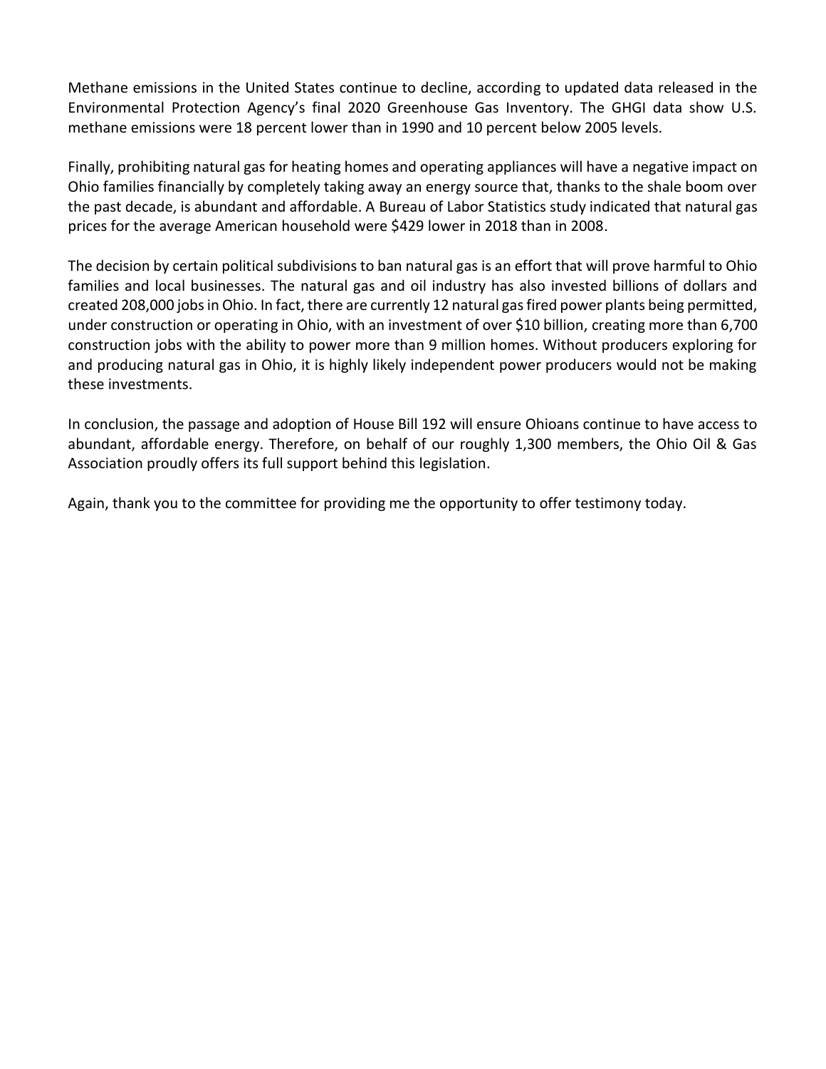Methane emissions in the United States continue to decline, according to updated data released in the Environmental Protection Agency's final 2020 Greenhouse Gas Inventory. The GHGI data show U.S. methane emissions were 18 percent lower than in 1990 and 10 percent below 2005 levels.

Finally, prohibiting natural gas for heating homes and operating appliances will have a negative impact on Ohio families financially by completely taking away an energy source that, thanks to the shale boom over the past decade, is abundant and affordable. A Bureau of Labor Statistics study indicated that natural gas prices for the average American household were $429 lower in 2018 than in 2008.

The decision by certain political subdivisions to ban natural gas is an effort that will prove harmful to Ohio families and local businesses. The natural gas and oil industry has also invested billions of dollars and created 208,000 jobs in Ohio. In fact, there are currently 12 natural gas fired power plants being permitted, under construction or operating in Ohio, with an investment of over $10 billion, creating more than 6,700 construction jobs with the ability to power more than 9 million homes. Without producers exploring for and producing natural gas in Ohio, it is highly likely independent power producers would not be making these investments.

In conclusion, the passage and adoption of House Bill 192 will ensure Ohioans continue to have access to abundant, affordable energy. Therefore, on behalf of our roughly 1,300 members, the Ohio Oil & Gas Association proudly offers its full support behind this legislation.

Again, thank you to the committee for providing me the opportunity to offer testimony today.